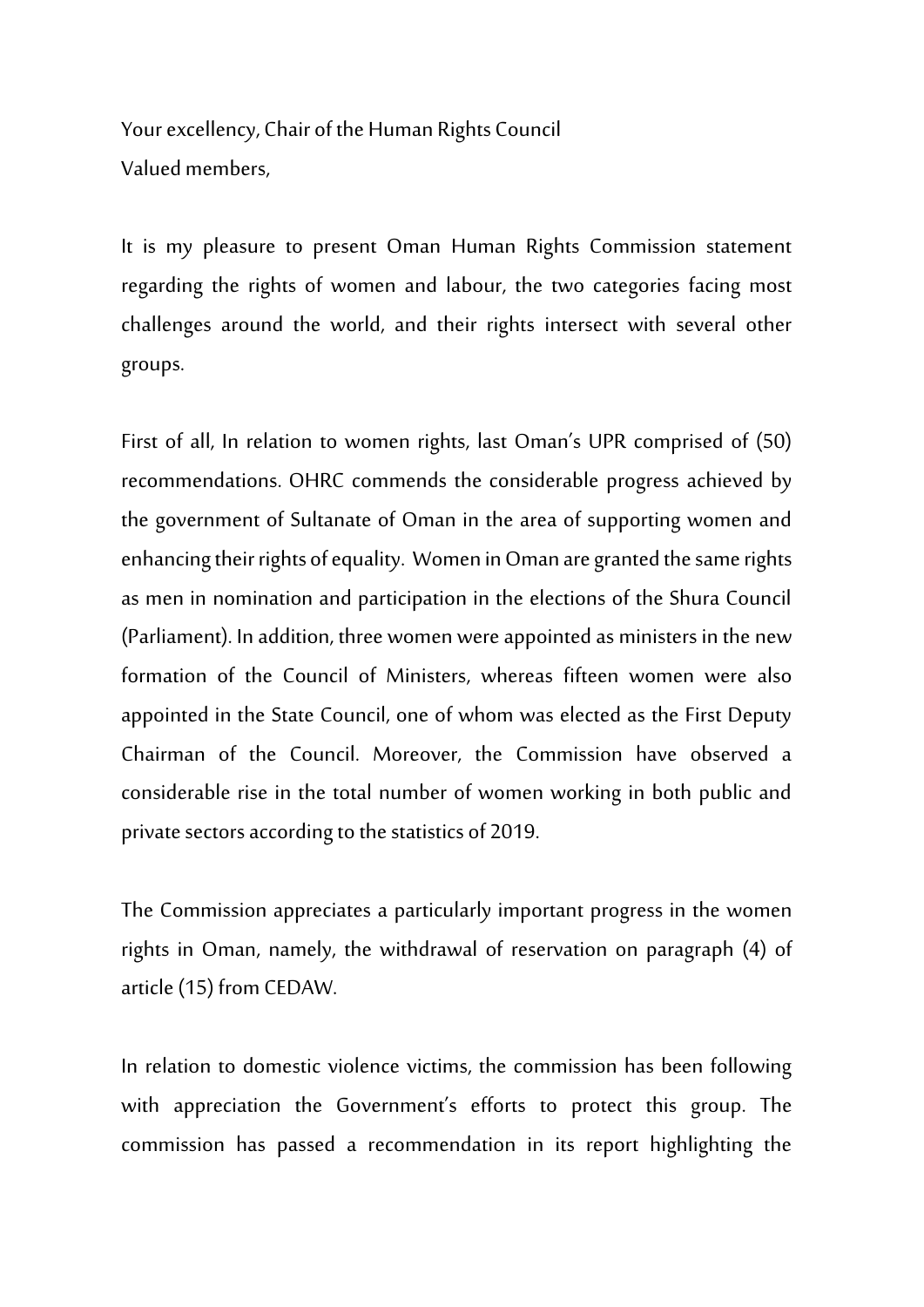Your excellency, Chair of the Human Rights Council
Valued members,

It is my pleasure to present Oman Human Rights Commission statement regarding the rights of women and labour, the two categories facing most challenges around the world, and their rights intersect with several other groups.

First of all, In relation to women rights, last Oman's UPR comprised of (50) recommendations. OHRC commends the considerable progress achieved by the government of Sultanate of Oman in the area of supporting women and enhancing their rights of equality. Women in Oman are granted the same rights as men in nomination and participation in the elections of the Shura Council (Parliament). In addition, three women were appointed as ministers in the new formation of the Council of Ministers, whereas fifteen women were also appointed in the State Council, one of whom was elected as the First Deputy Chairman of the Council. Moreover, the Commission have observed a considerable rise in the total number of women working in both public and private sectors according to the statistics of 2019.

The Commission appreciates a particularly important progress in the women rights in Oman, namely, the withdrawal of reservation on paragraph (4) of article (15) from CEDAW.

In relation to domestic violence victims, the commission has been following with appreciation the Government's efforts to protect this group. The commission has passed a recommendation in its report highlighting the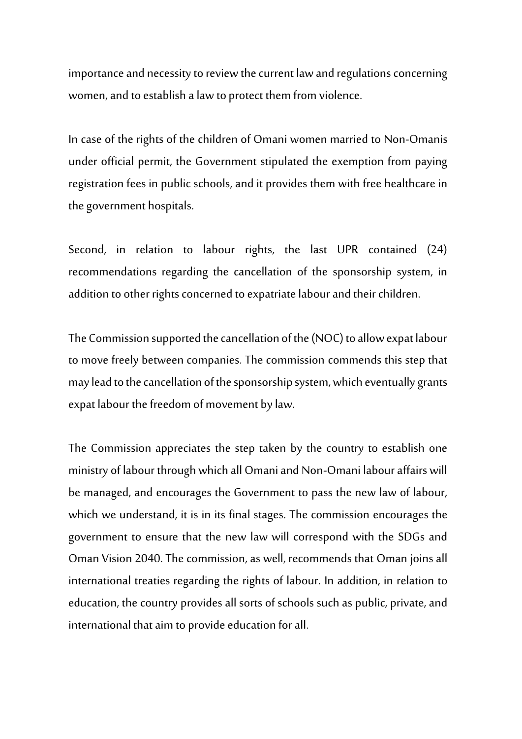importance and necessity to review the current law and regulations concerning women, and to establish a law to protect them from violence.

In case of the rights of the children of Omani women married to Non-Omanis under official permit, the Government stipulated the exemption from paying registration fees in public schools, and it provides them with free healthcare in the government hospitals.

Second, in relation to labour rights, the last UPR contained (24) recommendations regarding the cancellation of the sponsorship system, in addition to other rights concerned to expatriate labour and their children.

The Commission supported the cancellation of the (NOC) to allow expat labour to move freely between companies. The commission commends this step that may lead to the cancellation of the sponsorship system, which eventually grants expat labour the freedom of movement by law.

The Commission appreciates the step taken by the country to establish one ministry of labour through which all Omani and Non-Omani labour affairs will be managed, and encourages the Government to pass the new law of labour, which we understand, it is in its final stages. The commission encourages the government to ensure that the new law will correspond with the SDGs and Oman Vision 2040. The commission, as well, recommends that Oman joins all international treaties regarding the rights of labour. In addition, in relation to education, the country provides all sorts of schools such as public, private, and international that aim to provide education for all.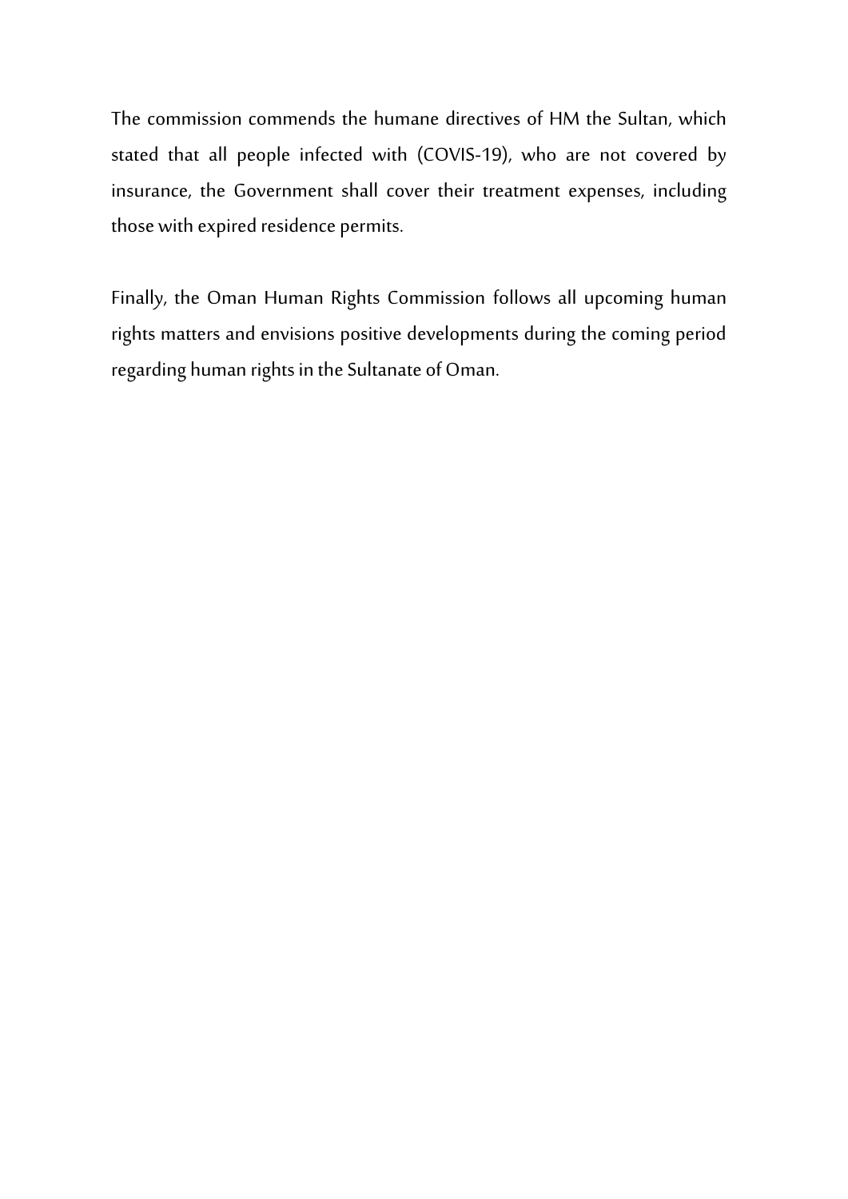The commission commends the humane directives of HM the Sultan, which stated that all people infected with (COVIS-19), who are not covered by insurance, the Government shall cover their treatment expenses, including those with expired residence permits.

Finally, the Oman Human Rights Commission follows all upcoming human rights matters and envisions positive developments during the coming period regarding human rights in the Sultanate of Oman.